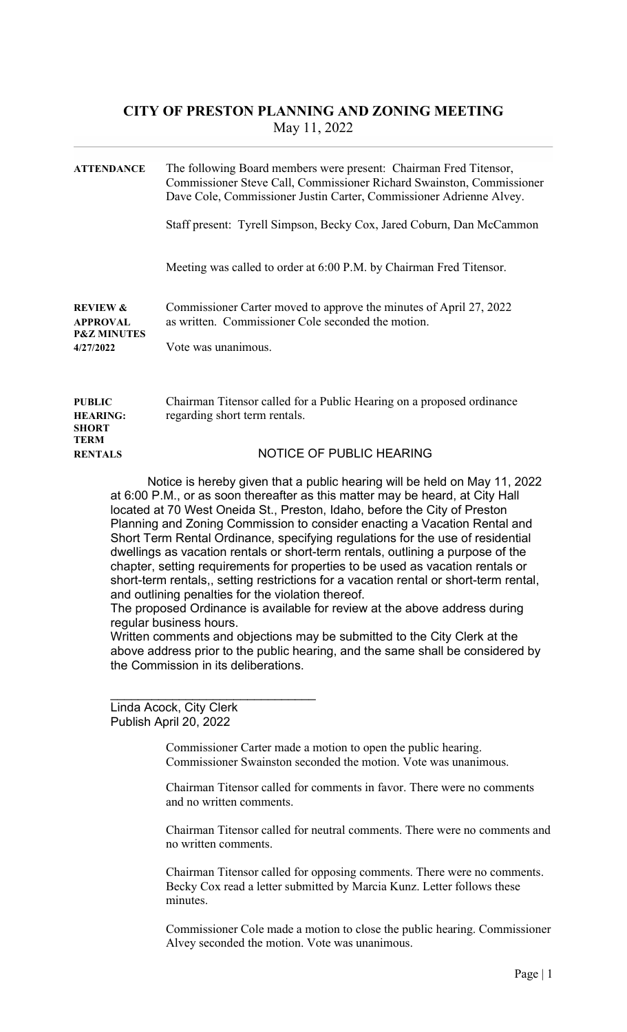# CITY OF PRESTON PLANNING AND ZONING MEETING

May 11, 2022

**ATTENDANCE**

The following Board members were present: Chairman Fred Titensor, Commissioner Steve Call, Commissioner Richard Swainston, Commissioner Dave Cole, Commissioner Justin Carter, Commissioner Adrienne Alvey.

Staff present: Tyrell Simpson, Becky Cox, Jared Coburn, Dan McCammon

Meeting was called to order at 6:00 P.M. by Chairman Fred Titensor.

**REVIEW & APPROVAL P&Z MINUTES 4/27/2022**

Commissioner Carter moved to approve the minutes of April 27, 2022 as written. Commissioner Cole seconded the motion.

Vote was unanimous.

**PUBLIC HEARING: SHORT TERM RENTALS**

Chairman Titensor called for a Public Hearing on a proposed ordinance regarding short term rentals.

NOTICE OF PUBLIC HEARING

Notice is hereby given that a public hearing will be held on May 11, 2022 at 6:00 P.M., or as soon thereafter as this matter may be heard, at City Hall located at 70 West Oneida St., Preston, Idaho, before the City of Preston Planning and Zoning Commission to consider enacting a Vacation Rental and Short Term Rental Ordinance, specifying regulations for the use of residential dwellings as vacation rentals or short-term rentals, outlining a purpose of the chapter, setting requirements for properties to be used as vacation rentals or short-term rentals,, setting restrictions for a vacation rental or short-term rental, and outlining penalties for the violation thereof.

The proposed Ordinance is available for review at the above address during regular business hours.

Written comments and objections may be submitted to the City Clerk at the above address prior to the public hearing, and the same shall be considered by the Commission in its deliberations.

\_\_\_\_\_\_\_\_\_\_\_\_\_\_\_\_\_\_\_\_\_\_\_\_\_\_\_\_\_\_

Linda Acock, City Clerk

Publish April 20, 2022

Commissioner Carter made a motion to open the public hearing. Commissioner Swainston seconded the motion. Vote was unanimous.

Chairman Titensor called for comments in favor. There were no comments and no written comments.

Chairman Titensor called for neutral comments. There were no comments and no written comments.

Chairman Titensor called for opposing comments. There were no comments. Becky Cox read a letter submitted by Marcia Kunz. Letter follows these minutes.

Commissioner Cole made a motion to close the public hearing. Commissioner Alvey seconded the motion. Vote was unanimous.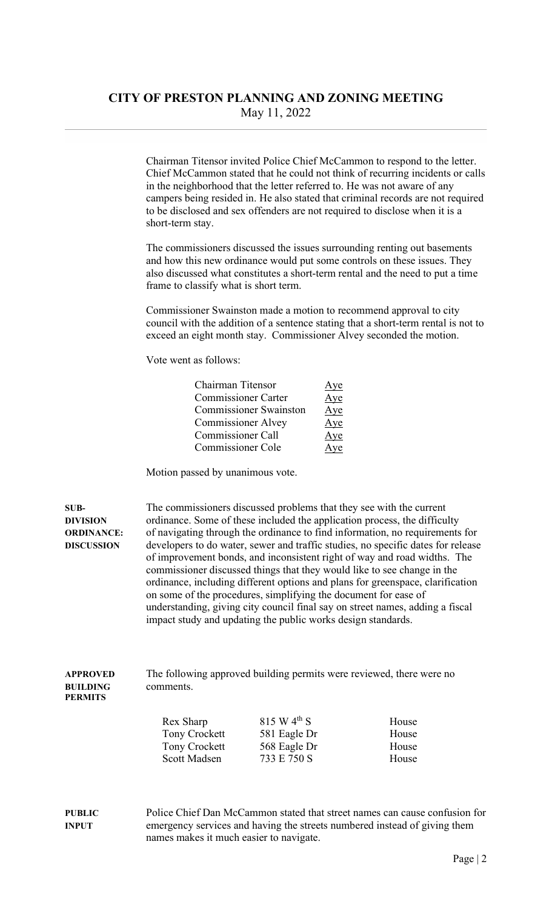Chairman Titensor invited Police Chief McCammon to respond to the letter. Chief McCammon stated that he could not think of recurring incidents or calls in the neighborhood that the letter referred to. He was not aware of any campers being resided in. He also stated that criminal records are not required to be disclosed and sex offenders are not required to disclose when it is a short-term stay.

The commissioners discussed the issues surrounding renting out basements and how this new ordinance would put some controls on these issues. They also discussed what constitutes a short-term rental and the need to put a time frame to classify what is short term.

Commissioner Swainston made a motion to recommend approval to city council with the addition of a sentence stating that a short-term rental is not to exceed an eight month stay. Commissioner Alvey seconded the motion.

Vote went as follows:

| | |
|---|---|
| Chairman Titensor | Aye |
| Commissioner Carter | Aye |
| Commissioner Swainston | Aye |
| Commissioner Alvey | Aye |
| Commissioner Call | Aye |
| Commissioner Cole | Aye |

Motion passed by unanimous vote.

**SUB-DIVISION ORDINANCE: DISCUSSION**

The commissioners discussed problems that they see with the current ordinance. Some of these included the application process, the difficulty of navigating through the ordinance to find information, no requirements for developers to do water, sewer and traffic studies, no specific dates for release of improvement bonds, and inconsistent right of way and road widths. The commissioner discussed things that they would like to see change in the ordinance, including different options and plans for greenspace, clarification on some of the procedures, simplifying the document for ease of understanding, giving city council final say on street names, adding a fiscal impact study and updating the public works design standards.

**APPROVED BUILDING PERMITS**

The following approved building permits were reviewed, there were no comments.

| | | |
|---|---|---|
| Rex Sharp | 815 W 4th S | House |
| Tony Crockett | 581 Eagle Dr | House |
| Tony Crockett | 568 Eagle Dr | House |
| Scott Madsen | 733 E 750 S | House |

**PUBLIC INPUT**

Police Chief Dan McCammon stated that street names can cause confusion for emergency services and having the streets numbered instead of giving them names makes it much easier to navigate.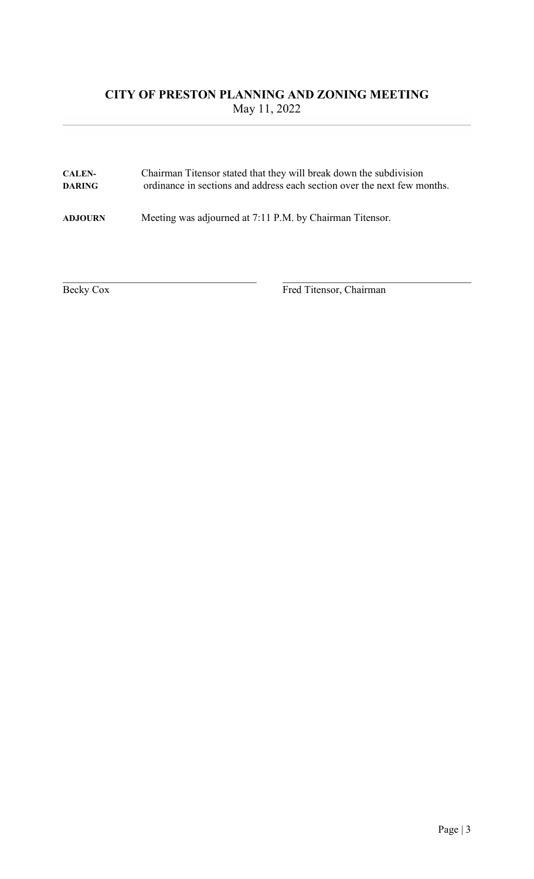# CITY OF PRESTON PLANNING AND ZONING MEETING

May 11, 2022

**CALEN-DARING** Chairman Titensor stated that they will break down the subdivision ordinance in sections and address each section over the next few months.

**ADJOURN** Meeting was adjourned at 7:11 P.M. by Chairman Titensor.

\_\_\_\_\_\_\_\_\_\_\_\_\_\_\_\_\_\_\_\_\_\_\_\_\_\_\_\_\_\_\_\_\_\_\_\_
Becky Cox

\_\_\_\_\_\_\_\_\_\_\_\_\_\_\_\_\_\_\_\_\_\_\_\_\_\_\_\_\_\_\_\_\_\_\_\_
Fred Titensor, Chairman